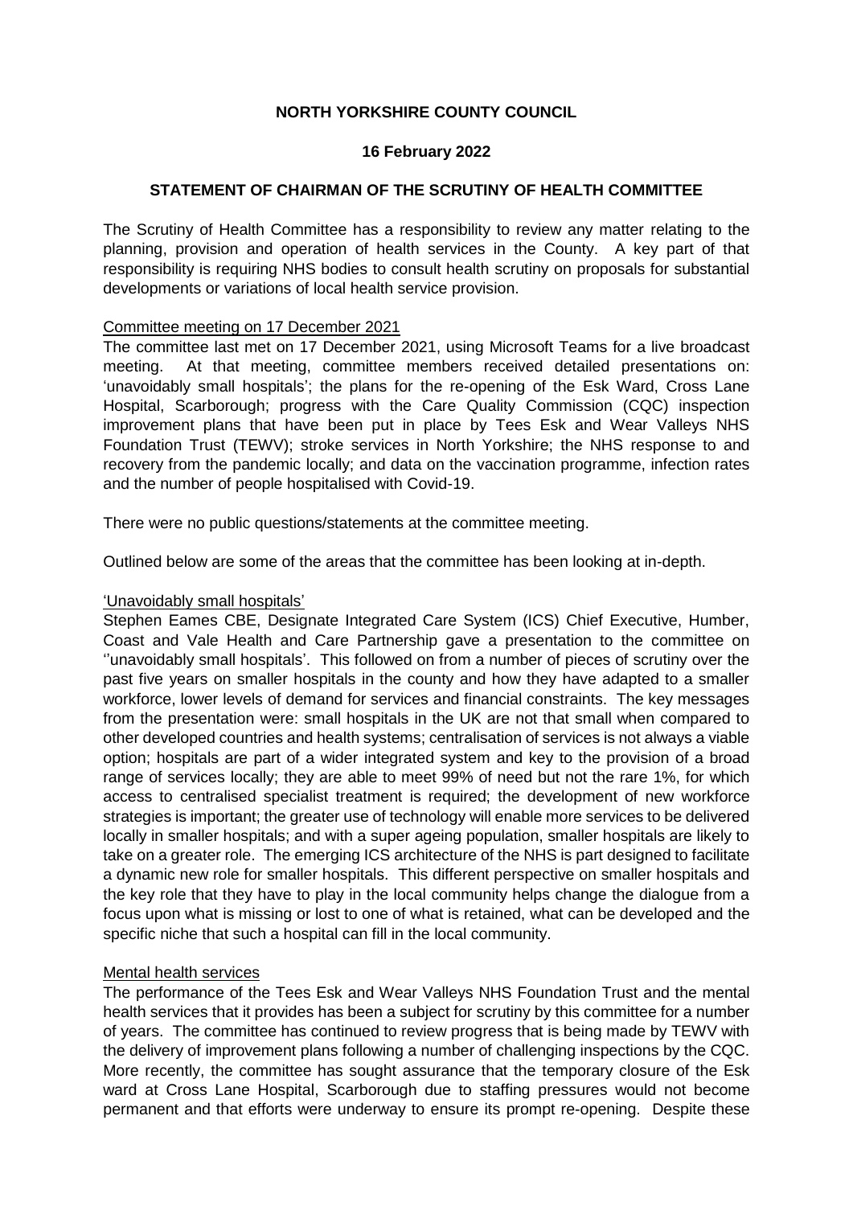**NORTH YORKSHIRE COUNTY COUNCIL**

**16 February 2022**

**STATEMENT OF CHAIRMAN OF THE SCRUTINY OF HEALTH COMMITTEE**

The Scrutiny of Health Committee has a responsibility to review any matter relating to the planning, provision and operation of health services in the County. A key part of that responsibility is requiring NHS bodies to consult health scrutiny on proposals for substantial developments or variations of local health service provision.

Committee meeting on 17 December 2021

The committee last met on 17 December 2021, using Microsoft Teams for a live broadcast meeting. At that meeting, committee members received detailed presentations on: 'unavoidably small hospitals'; the plans for the re-opening of the Esk Ward, Cross Lane Hospital, Scarborough; progress with the Care Quality Commission (CQC) inspection improvement plans that have been put in place by Tees Esk and Wear Valleys NHS Foundation Trust (TEWV); stroke services in North Yorkshire; the NHS response to and recovery from the pandemic locally; and data on the vaccination programme, infection rates and the number of people hospitalised with Covid-19.

There were no public questions/statements at the committee meeting.

Outlined below are some of the areas that the committee has been looking at in-depth.

'Unavoidably small hospitals'

Stephen Eames CBE, Designate Integrated Care System (ICS) Chief Executive, Humber, Coast and Vale Health and Care Partnership gave a presentation to the committee on ''unavoidably small hospitals'. This followed on from a number of pieces of scrutiny over the past five years on smaller hospitals in the county and how they have adapted to a smaller workforce, lower levels of demand for services and financial constraints. The key messages from the presentation were: small hospitals in the UK are not that small when compared to other developed countries and health systems; centralisation of services is not always a viable option; hospitals are part of a wider integrated system and key to the provision of a broad range of services locally; they are able to meet 99% of need but not the rare 1%, for which access to centralised specialist treatment is required; the development of new workforce strategies is important; the greater use of technology will enable more services to be delivered locally in smaller hospitals; and with a super ageing population, smaller hospitals are likely to take on a greater role. The emerging ICS architecture of the NHS is part designed to facilitate a dynamic new role for smaller hospitals. This different perspective on smaller hospitals and the key role that they have to play in the local community helps change the dialogue from a focus upon what is missing or lost to one of what is retained, what can be developed and the specific niche that such a hospital can fill in the local community.

Mental health services

The performance of the Tees Esk and Wear Valleys NHS Foundation Trust and the mental health services that it provides has been a subject for scrutiny by this committee for a number of years. The committee has continued to review progress that is being made by TEWV with the delivery of improvement plans following a number of challenging inspections by the CQC. More recently, the committee has sought assurance that the temporary closure of the Esk ward at Cross Lane Hospital, Scarborough due to staffing pressures would not become permanent and that efforts were underway to ensure its prompt re-opening. Despite these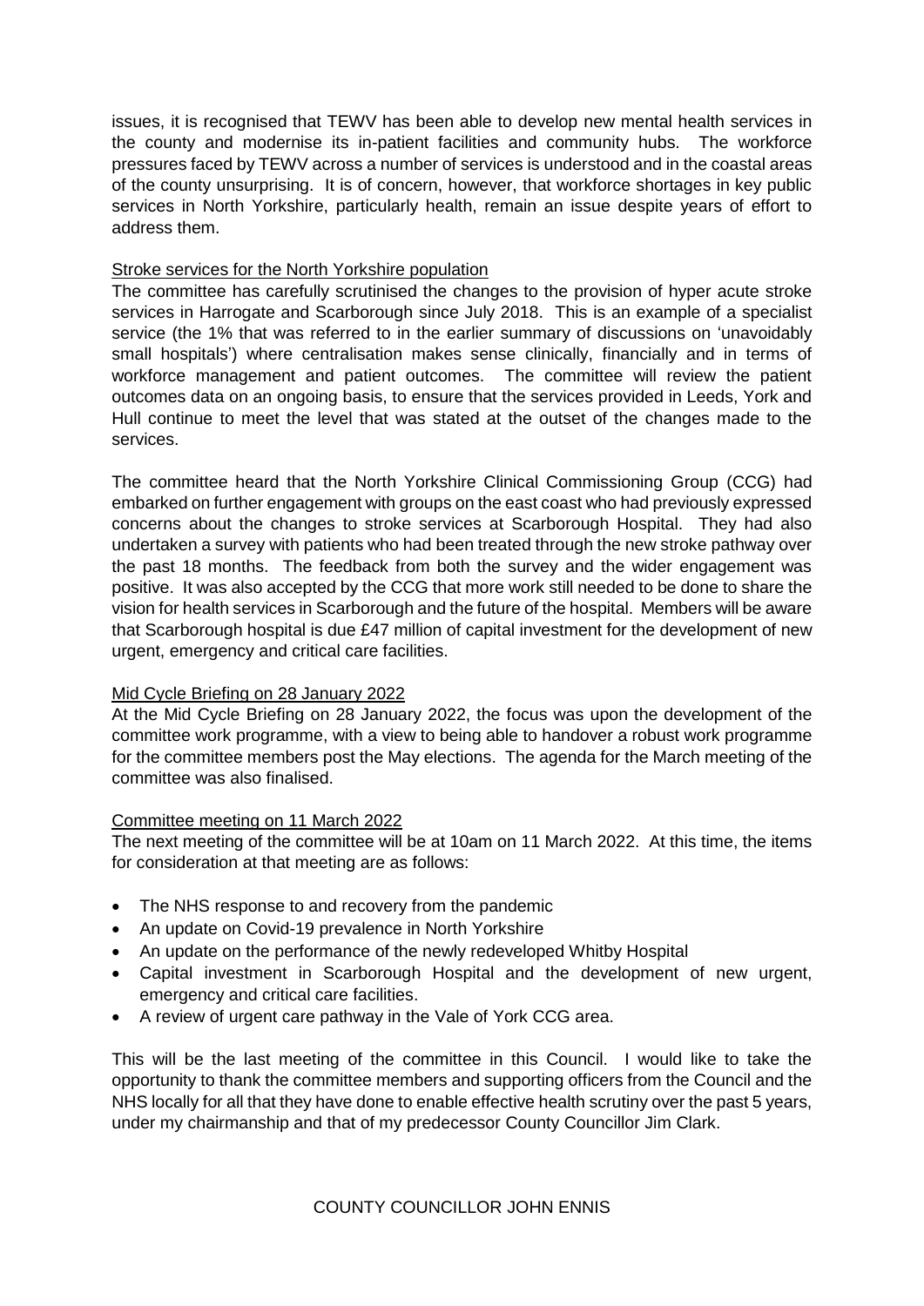issues, it is recognised that TEWV has been able to develop new mental health services in the county and modernise its in-patient facilities and community hubs. The workforce pressures faced by TEWV across a number of services is understood and in the coastal areas of the county unsurprising. It is of concern, however, that workforce shortages in key public services in North Yorkshire, particularly health, remain an issue despite years of effort to address them.

Stroke services for the North Yorkshire population

The committee has carefully scrutinised the changes to the provision of hyper acute stroke services in Harrogate and Scarborough since July 2018. This is an example of a specialist service (the 1% that was referred to in the earlier summary of discussions on 'unavoidably small hospitals') where centralisation makes sense clinically, financially and in terms of workforce management and patient outcomes. The committee will review the patient outcomes data on an ongoing basis, to ensure that the services provided in Leeds, York and Hull continue to meet the level that was stated at the outset of the changes made to the services.

The committee heard that the North Yorkshire Clinical Commissioning Group (CCG) had embarked on further engagement with groups on the east coast who had previously expressed concerns about the changes to stroke services at Scarborough Hospital. They had also undertaken a survey with patients who had been treated through the new stroke pathway over the past 18 months. The feedback from both the survey and the wider engagement was positive. It was also accepted by the CCG that more work still needed to be done to share the vision for health services in Scarborough and the future of the hospital. Members will be aware that Scarborough hospital is due £47 million of capital investment for the development of new urgent, emergency and critical care facilities.

Mid Cycle Briefing on 28 January 2022

At the Mid Cycle Briefing on 28 January 2022, the focus was upon the development of the committee work programme, with a view to being able to handover a robust work programme for the committee members post the May elections. The agenda for the March meeting of the committee was also finalised.

Committee meeting on 11 March 2022

The next meeting of the committee will be at 10am on 11 March 2022. At this time, the items for consideration at that meeting are as follows:

- The NHS response to and recovery from the pandemic
- An update on Covid-19 prevalence in North Yorkshire
- An update on the performance of the newly redeveloped Whitby Hospital
- Capital investment in Scarborough Hospital and the development of new urgent, emergency and critical care facilities.
- A review of urgent care pathway in the Vale of York CCG area.

This will be the last meeting of the committee in this Council. I would like to take the opportunity to thank the committee members and supporting officers from the Council and the NHS locally for all that they have done to enable effective health scrutiny over the past 5 years, under my chairmanship and that of my predecessor County Councillor Jim Clark.

COUNTY COUNCILLOR JOHN ENNIS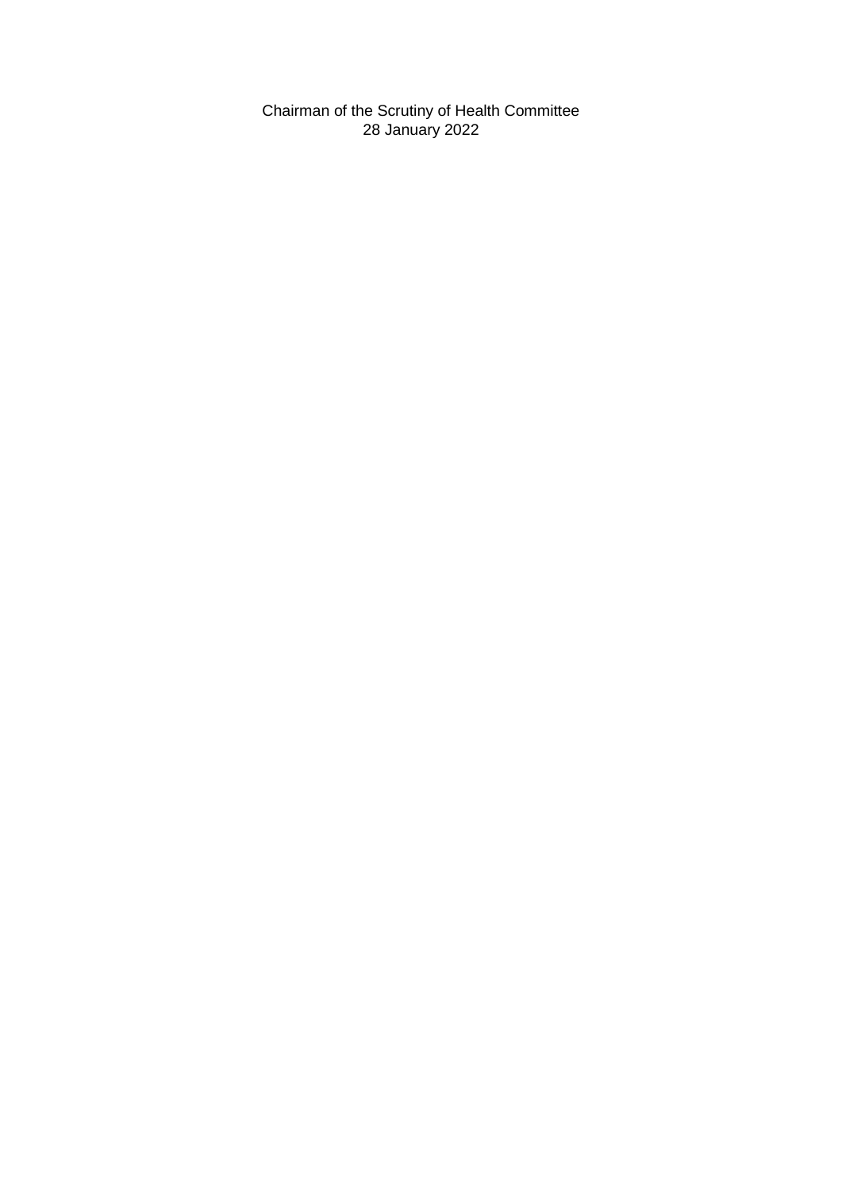Chairman of the Scrutiny of Health Committee
28 January 2022